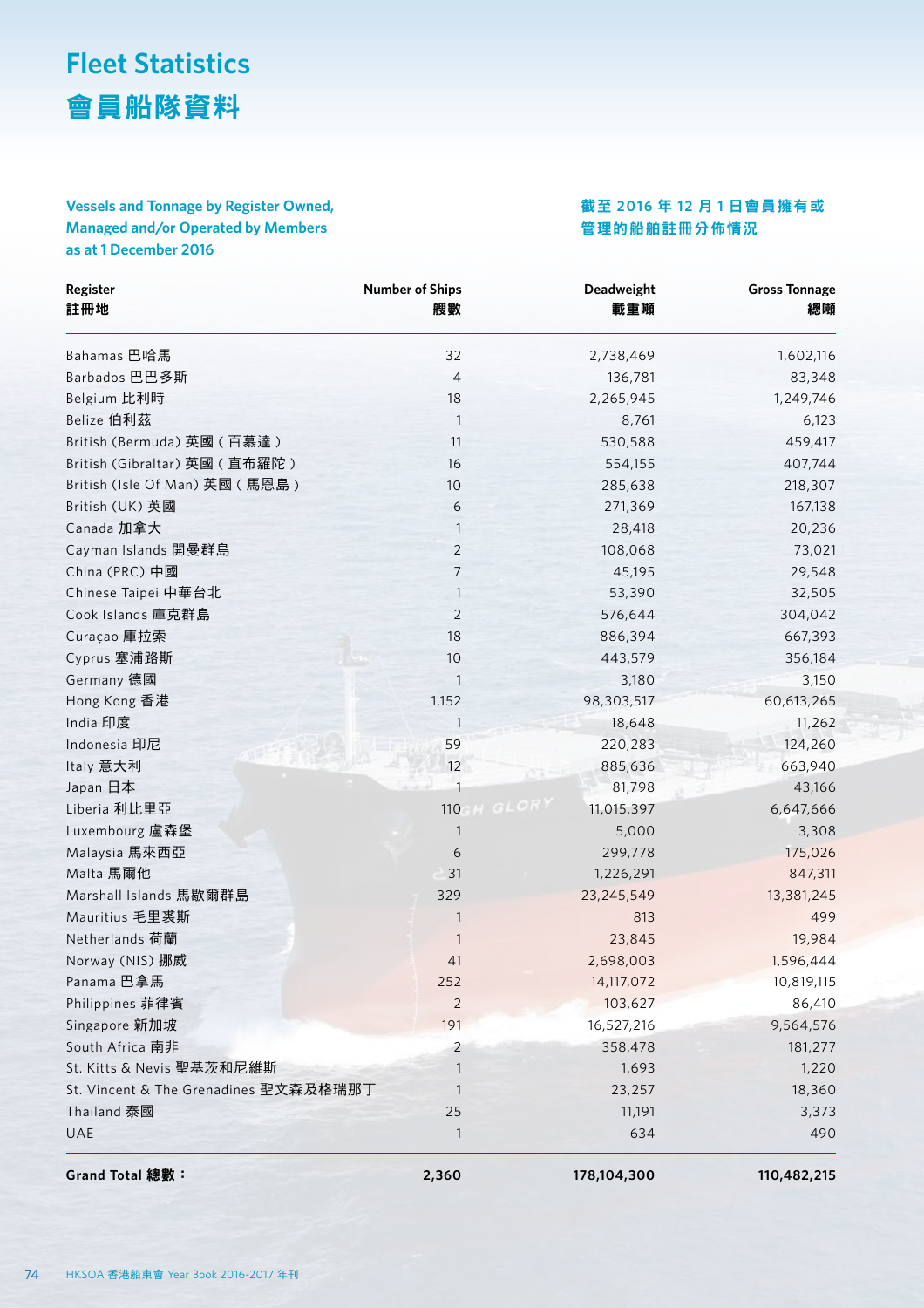# Fleet Statistics

# 會員船隊資料

### Vessels and Tonnage by Register Owned, Managed and/or Operated by Members as at 1 December 2016

### 截至 2016 年 12 月 1 日會員擁有或管理的船舶註冊分佈情況

| Register<br>註冊地 | Number of Ships<br>艘數 | Deadweight<br>載重噸 | Gross Tonnage<br>總噸 |
|---|---|---|---|
| Bahamas 巴哈馬 | 32 | 2,738,469 | 1,602,116 |
| Barbados 巴巴多斯 | 4 | 136,781 | 83,348 |
| Belgium 比利時 | 18 | 2,265,945 | 1,249,746 |
| Belize 伯利茲 | 1 | 8,761 | 6,123 |
| British (Bermuda) 英國（百慕達） | 11 | 530,588 | 459,417 |
| British (Gibraltar) 英國（直布羅陀） | 16 | 554,155 | 407,744 |
| British (Isle Of Man) 英國（馬恩島） | 10 | 285,638 | 218,307 |
| British (UK) 英國 | 6 | 271,369 | 167,138 |
| Canada 加拿大 | 1 | 28,418 | 20,236 |
| Cayman Islands 開曼群島 | 2 | 108,068 | 73,021 |
| China (PRC) 中國 | 7 | 45,195 | 29,548 |
| Chinese Taipei 中華台北 | 1 | 53,390 | 32,505 |
| Cook Islands 庫克群島 | 2 | 576,644 | 304,042 |
| Curaçao 庫拉索 | 18 | 886,394 | 667,393 |
| Cyprus 塞浦路斯 | 10 | 443,579 | 356,184 |
| Germany 德國 | 1 | 3,180 | 3,150 |
| Hong Kong 香港 | 1,152 | 98,303,517 | 60,613,265 |
| India 印度 | 1 | 18,648 | 11,262 |
| Indonesia 印尼 | 59 | 220,283 | 124,260 |
| Italy 意大利 | 12 | 885,636 | 663,940 |
| Japan 日本 | 1 | 81,798 | 43,166 |
| Liberia 利比里亞 | 110 | 11,015,397 | 6,647,666 |
| Luxembourg 盧森堡 | 1 | 5,000 | 3,308 |
| Malaysia 馬來西亞 | 6 | 299,778 | 175,026 |
| Malta 馬爾他 | 31 | 1,226,291 | 847,311 |
| Marshall Islands 馬歇爾群島 | 329 | 23,245,549 | 13,381,245 |
| Mauritius 毛里裘斯 | 1 | 813 | 499 |
| Netherlands 荷蘭 | 1 | 23,845 | 19,984 |
| Norway (NIS) 挪威 | 41 | 2,698,003 | 1,596,444 |
| Panama 巴拿馬 | 252 | 14,117,072 | 10,819,115 |
| Philippines 菲律賓 | 2 | 103,627 | 86,410 |
| Singapore 新加坡 | 191 | 16,527,216 | 9,564,576 |
| South Africa 南非 | 2 | 358,478 | 181,277 |
| St. Kitts & Nevis 聖基茨和尼維斯 | 1 | 1,693 | 1,220 |
| St. Vincent & The Grenadines 聖文森及格瑞那丁 | 1 | 23,257 | 18,360 |
| Thailand 泰國 | 25 | 11,191 | 3,373 |
| UAE | 1 | 634 | 490 |
| **Grand Total 總數：** | **2,360** | **178,104,300** | **110,482,215** |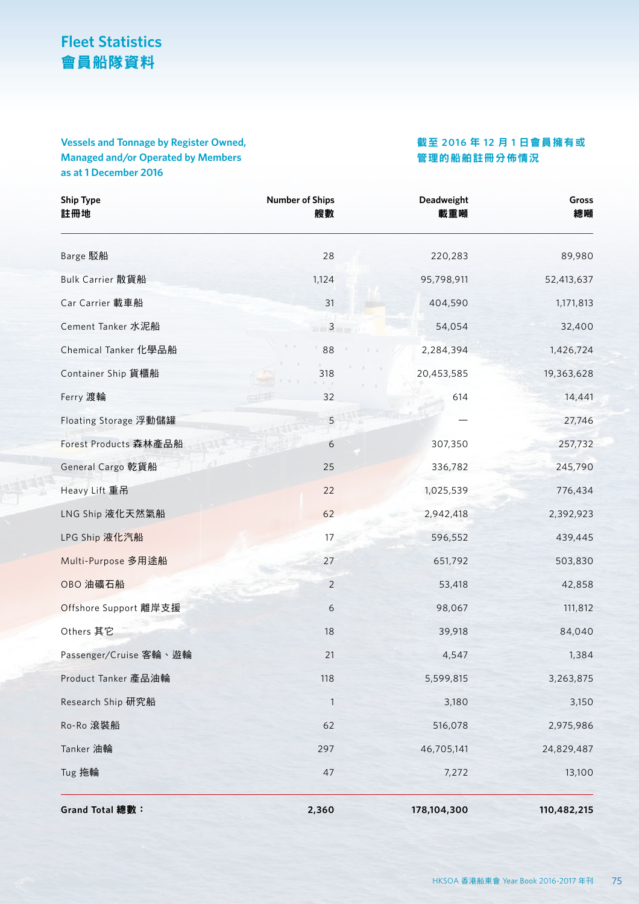# Fleet Statistics
# 會員船隊資料

## Vessels and Tonnage by Register Owned, Managed and/or Operated by Members as at 1 December 2016

## 截至 2016 年 12 月 1 日會員擁有或管理的船舶註冊分佈情況

| Ship Type 註冊地 | Number of Ships 艘數 | Deadweight 載重噸 | Gross 總噸 |
|---|---|---|---|
| Barge 駁船 | 28 | 220,283 | 89,980 |
| Bulk Carrier 散貨船 | 1,124 | 95,798,911 | 52,413,637 |
| Car Carrier 載車船 | 31 | 404,590 | 1,171,813 |
| Cement Tanker 水泥船 | 3 | 54,054 | 32,400 |
| Chemical Tanker 化學品船 | 88 | 2,284,394 | 1,426,724 |
| Container Ship 貨櫃船 | 318 | 20,453,585 | 19,363,628 |
| Ferry 渡輪 | 32 | 614 | 14,441 |
| Floating Storage 浮動儲罐 | 5 | — | 27,746 |
| Forest Products 森林產品船 | 6 | 307,350 | 257,732 |
| General Cargo 乾貨船 | 25 | 336,782 | 245,790 |
| Heavy Lift 重吊 | 22 | 1,025,539 | 776,434 |
| LNG Ship 液化天然氣船 | 62 | 2,942,418 | 2,392,923 |
| LPG Ship 液化汽船 | 17 | 596,552 | 439,445 |
| Multi-Purpose 多用途船 | 27 | 651,792 | 503,830 |
| OBO 油礦石船 | 2 | 53,418 | 42,858 |
| Offshore Support 離岸支援 | 6 | 98,067 | 111,812 |
| Others 其它 | 18 | 39,918 | 84,040 |
| Passenger/Cruise 客輪、遊輪 | 21 | 4,547 | 1,384 |
| Product Tanker 產品油輪 | 118 | 5,599,815 | 3,263,875 |
| Research Ship 研究船 | 1 | 3,180 | 3,150 |
| Ro-Ro 滾裝船 | 62 | 516,078 | 2,975,986 |
| Tanker 油輪 | 297 | 46,705,141 | 24,829,487 |
| Tug 拖輪 | 47 | 7,272 | 13,100 |
| **Grand Total 總數：** | **2,360** | **178,104,300** | **110,482,215** |